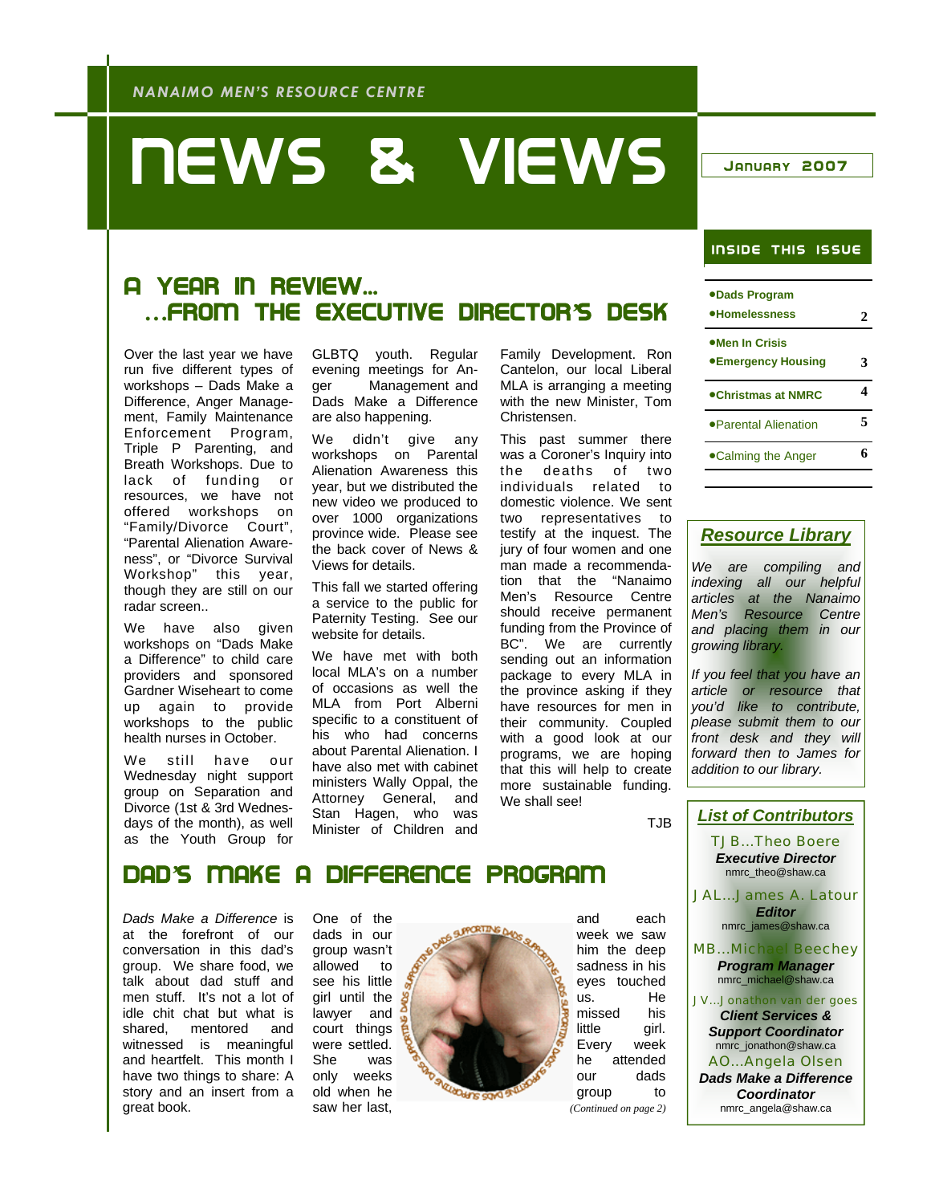NANAIMO MEN'S RESOURCE CENTRE

# NEWS & VIEWS

January 2007

## A YEAR IN REVIEW… …FROM THE EXECUTIVE DIRECTOR'S DESK

Over the last year we have run five different types of workshops – Dads Make a Difference, Anger Management, Family Maintenance Enforcement Program, Triple P Parenting, and Breath Workshops. Due to lack of funding or resources, we have not offered workshops on "Family/Divorce Court", "Parental Alienation Awareness", or "Divorce Survival Workshop" this year, though they are still on our radar screen..

We have also given workshops on "Dads Make a Difference" to child care providers and sponsored Gardner Wiseheart to come up again to provide workshops to the public health nurses in October.

We still have our Wednesday night support group on Separation and Divorce (1st & 3rd Wednesdays of the month), as well as the Youth Group for GLBTQ youth. Regular evening meetings for Anger Management and Dads Make a Difference are also happening.

We didn't give any workshops on Parental Alienation Awareness this year, but we distributed the new video we produced to over 1000 organizations province wide. Please see the back cover of News & Views for details.

This fall we started offering a service to the public for Paternity Testing. See our website for details.

We have met with both local MLA's on a number of occasions as well the MLA from Port Alberni specific to a constituent of his who had concerns about Parental Alienation. I have also met with cabinet ministers Wally Oppal, the Attorney General, and Stan Hagen, who was Minister of Children and Family Development. Ron Cantelon, our local Liberal MLA is arranging a meeting with the new Minister, Tom Christensen.

This past summer there was a Coroner's Inquiry into the deaths of two individuals related to domestic violence. We sent two representatives to testify at the inquest. The jury of four women and one man made a recommendation that the "Nanaimo Men's Resource Centre should receive permanent funding from the Province of BC". We are currently sending out an information package to every MLA in the province asking if they have resources for men in their community. Coupled with a good look at our programs, we are hoping that this will help to create more sustainable funding. We shall see!

TJB

## DAD'S MAKE A DIFFERENCE PROGRAM

*Dads Make a Difference* is at the forefront of our conversation in this dad's group. We share food, we talk about dad stuff and men stuff. It's not a lot of idle chit chat but what is shared, mentored and witnessed is meaningful and heartfelt. This month I have two things to share: A story and an insert from a great book.

One of the dads in our group wasn't allowed to see his little girl until the lawyer and court things were settled. She was only weeks old when he saw her last, and each week we saw him the deep sadness in his eyes touched us. He missed his little girl. Every week he attended our dads group to

*(Continued on page 2)*

### INSIDE THIS ISSUE

| | |
|---|---|
| •Dads Program<br>•Homelessness | 2 |
| •Men In Crisis<br>•Emergency Housing | 3 |
| •Christmas at NMRC | 4 |
| •Parental Alienation | 5 |
| •Calming the Anger | 6 |

### *Resource Library*

*We are compiling and indexing all our helpful articles at the Nanaimo Men's Resource Centre and placing them in our growing library.*

*If you feel that you have an article or resource that you'd like to contribute, please submit them to our front desk and they will forward then to James for addition to our library.*

### *List of Contributors*

TJB…Theo Boere
***Executive Director***
nmrc_theo@shaw.ca

JAL…James A. Latour
***Editor***
nmrc_james@shaw.ca

MB…Michael Beechey
***Program Manager***
nmrc_michael@shaw.ca

JV…Jonathon van der goes
***Client Services & Support Coordinator***
nmrc_jonathon@shaw.ca

AO…Angela Olsen
***Dads Make a Difference Coordinator***
nmrc_angela@shaw.ca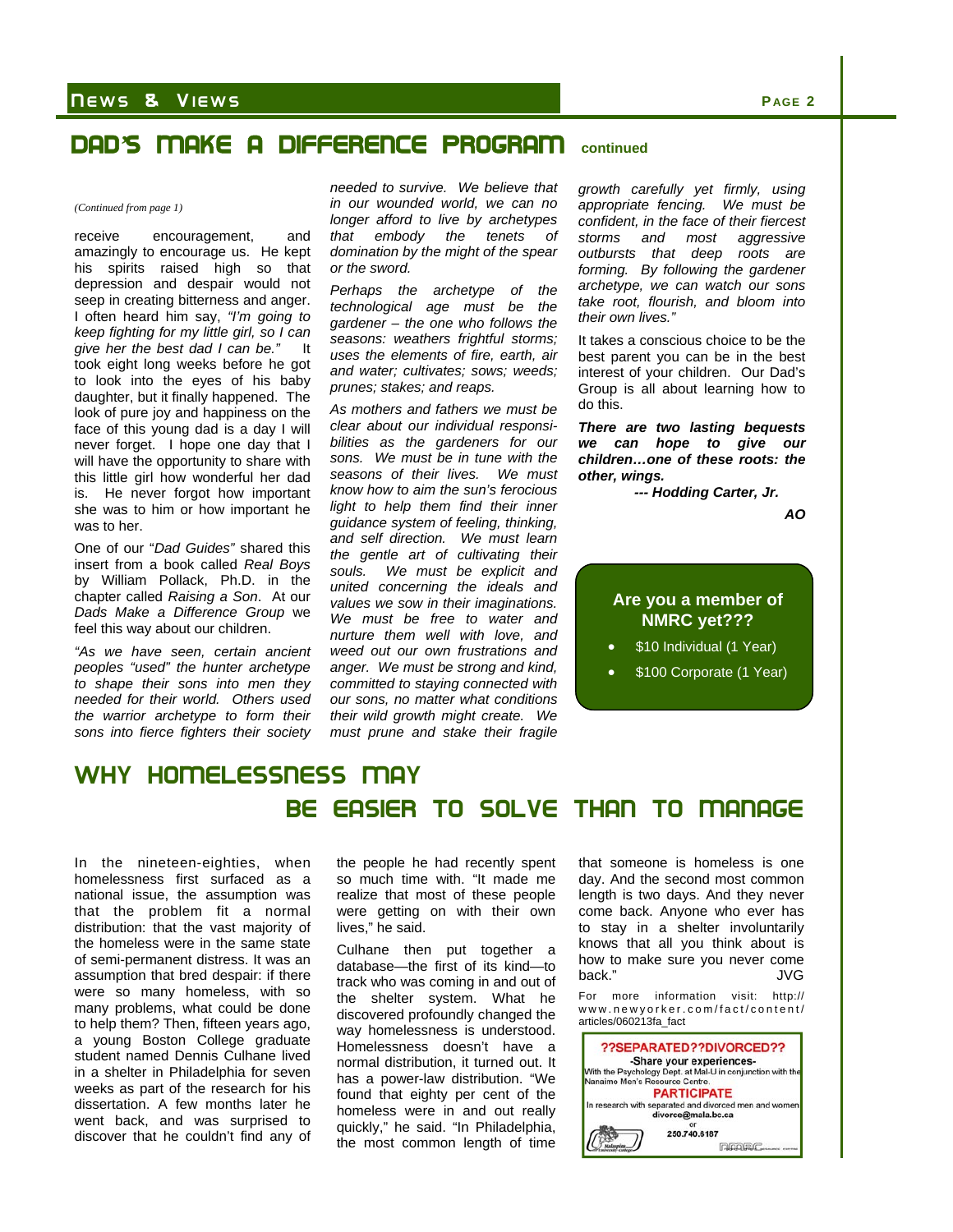## DAD'S MAKE A DIFFERENCE PROGRAM **continued**

*(Continued from page 1)*

receive encouragement, and amazingly to encourage us. He kept his spirits raised high so that depression and despair would not seep in creating bitterness and anger. I often heard him say, *"I'm going to keep fighting for my little girl, so I can give her the best dad I can be."* It took eight long weeks before he got to look into the eyes of his baby daughter, but it finally happened. The look of pure joy and happiness on the face of this young dad is a day I will never forget. I hope one day that I will have the opportunity to share with this little girl how wonderful her dad is. He never forgot how important she was to him or how important he was to her.

One of our "*Dad Guides*" shared this insert from a book called *Real Boys* by William Pollack, Ph.D. in the chapter called *Raising a Son*. At our *Dads Make a Difference Group* we feel this way about our children.

*"As we have seen, certain ancient peoples "used" the hunter archetype to shape their sons into men they needed for their world. Others used the warrior archetype to form their sons into fierce fighters their society needed to survive. We believe that in our wounded world, we can no longer afford to live by archetypes that embody the tenets of domination by the might of the spear or the sword.*

*Perhaps the archetype of the technological age must be the gardener – the one who follows the seasons: weathers frightful storms; uses the elements of fire, earth, air and water; cultivates; sows; weeds; prunes; stakes; and reaps.*

*As mothers and fathers we must be clear about our individual responsibilities as the gardeners for our sons. We must be in tune with the seasons of their lives. We must know how to aim the sun's ferocious light to help them find their inner guidance system of feeling, thinking, and self direction. We must learn the gentle art of cultivating their souls. We must be explicit and united concerning the ideals and values we sow in their imaginations. We must be free to water and nurture them well with love, and weed out our own frustrations and anger. We must be strong and kind, committed to staying connected with our sons, no matter what conditions their wild growth might create. We must prune and stake their fragile growth carefully yet firmly, using appropriate fencing. We must be confident, in the face of their fiercest storms and most aggressive outbursts that deep roots are forming. By following the gardener archetype, we can watch our sons take root, flourish, and bloom into their own lives."*

It takes a conscious choice to be the best parent you can be in the best interest of your children. Our Dad's Group is all about learning how to do this.

***There are two lasting bequests we can hope to give our children…one of these roots: the other, wings.***

***--- Hodding Carter, Jr.***

***AO***

**Are you a member of NMRC yet???**

- $10 Individual (1 Year)
- $100 Corporate (1 Year)

## WHY HOMELESSNESS MAY BE EASIER TO SOLVE THAN TO MANAGE

In the nineteen-eighties, when homelessness first surfaced as a national issue, the assumption was that the problem fit a normal distribution: that the vast majority of the homeless were in the same state of semi-permanent distress. It was an assumption that bred despair: if there were so many homeless, with so many problems, what could be done to help them? Then, fifteen years ago, a young Boston College graduate student named Dennis Culhane lived in a shelter in Philadelphia for seven weeks as part of the research for his dissertation. A few months later he went back, and was surprised to discover that he couldn't find any of the people he had recently spent so much time with. "It made me realize that most of these people were getting on with their own lives," he said.

Culhane then put together a database—the first of its kind—to track who was coming in and out of the shelter system. What he discovered profoundly changed the way homelessness is understood. Homelessness doesn't have a normal distribution, it turned out. It has a power-law distribution. "We found that eighty per cent of the homeless were in and out really quickly," he said. "In Philadelphia, the most common length of time that someone is homeless is one day. And the second most common length is two days. And they never come back. Anyone who ever has to stay in a shelter involuntarily knows that all you think about is how to make sure you never come back." JVG

For more information visit: http://www.newyorker.com/fact/content/articles/060213fa_fact

**??SEPARATED??DIVORCED??**

-Share your experiences-

With the Psychology Dept. at Mal-U in conjunction with the Nanaimo Men's Resource Centre.

**PARTICIPATE**

In research with separated and divorced men and women

divorce@mala.bc.ca

or

250.740.6187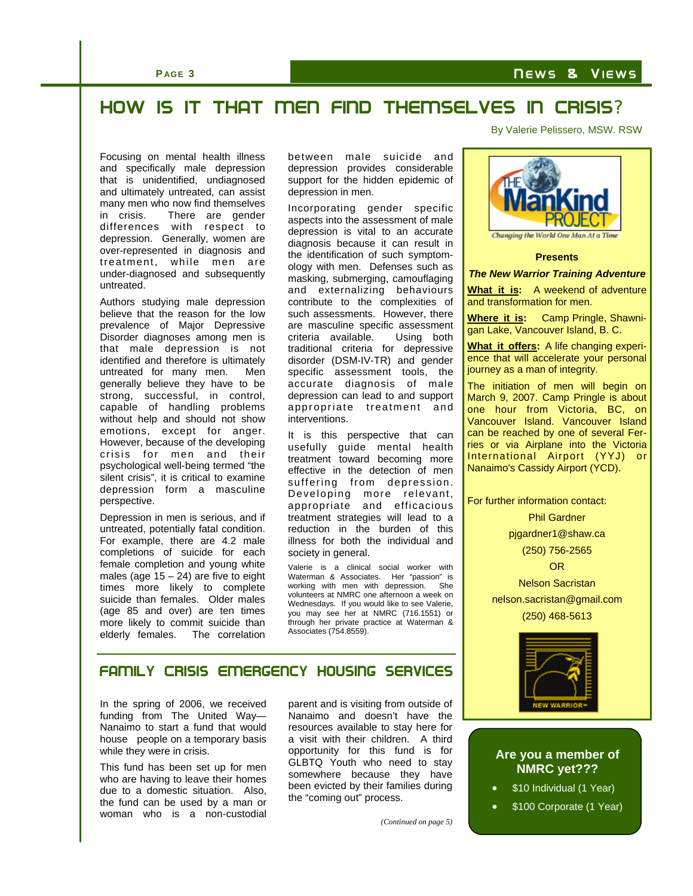# HOW IS IT THAT MEN FIND THEMSELVES IN CRISIS?

By Valerie Pelissero, MSW. RSW

Focusing on mental health illness and specifically male depression that is unidentified, undiagnosed and ultimately untreated, can assist many men who now find themselves in crisis. There are gender differences with respect to depression. Generally, women are over-represented in diagnosis and treatment, while men are under-diagnosed and subsequently untreated.

Authors studying male depression believe that the reason for the low prevalence of Major Depressive Disorder diagnoses among men is that male depression is not identified and therefore is ultimately untreated for many men. Men generally believe they have to be strong, successful, in control, capable of handling problems without help and should not show emotions, except for anger. However, because of the developing crisis for men and their psychological well-being termed "the silent crisis", it is critical to examine depression form a masculine perspective.

Depression in men is serious, and if untreated, potentially fatal condition. For example, there are 4.2 male completions of suicide for each female completion and young white males (age 15 – 24) are five to eight times more likely to complete suicide than females. Older males (age 85 and over) are ten times more likely to commit suicide than elderly females. The correlation between male suicide and depression provides considerable support for the hidden epidemic of depression in men.

Incorporating gender specific aspects into the assessment of male depression is vital to an accurate diagnosis because it can result in the identification of such symptomology with men. Defenses such as masking, submerging, camouflaging and externalizing behaviours contribute to the complexities of such assessments. However, there are masculine specific assessment criteria available. Using both traditional criteria for depressive disorder (DSM-IV-TR) and gender specific assessment tools, the accurate diagnosis of male depression can lead to and support appropriate treatment and interventions.

It is this perspective that can usefully guide mental health treatment toward becoming more effective in the detection of men suffering from depression. Developing more relevant, appropriate and efficacious treatment strategies will lead to a reduction in the burden of this illness for both the individual and society in general.

Valerie is a clinical social worker with Waterman & Associates. Her "passion" is working with men with depression. She volunteers at NMRC one afternoon a week on Wednesdays. If you would like to see Valerie, you may see her at NMRC (716.1551) or through her private practice at Waterman & Associates (754.8559).

# FAMILY CRISIS EMERGENCY HOUSING SERVICES

In the spring of 2006, we received funding from The United Way—Nanaimo to start a fund that would house people on a temporary basis while they were in crisis.

This fund has been set up for men who are having to leave their homes due to a domestic situation. Also, the fund can be used by a man or woman who is a non-custodial parent and is visiting from outside of Nanaimo and doesn't have the resources available to stay here for a visit with their children. A third opportunity for this fund is for GLBTQ Youth who need to stay somewhere because they have been evicted by their families during the "coming out" process.

*(Continued on page 5)*

---

The ManKind Project — Changing the World One Man At a Time

**Presents**

***The New Warrior Training Adventure***

**What it is:** A weekend of adventure and transformation for men.

**Where it is:** Camp Pringle, Shawnigan Lake, Vancouver Island, B. C.

**What it offers:** A life changing experience that will accelerate your personal journey as a man of integrity.

The initiation of men will begin on March 9, 2007. Camp Pringle is about one hour from Victoria, BC, on Vancouver Island. Vancouver Island can be reached by one of several Ferries or via Airplane into the Victoria International Airport (YYJ) or Nanaimo's Cassidy Airport (YCD).

For further information contact:

Phil Gardner
pjgardner1@shaw.ca
(250) 756-2565

OR

Nelson Sacristan
nelson.sacristan@gmail.com
(250) 468-5613

NEW WARRIOR™

---

**Are you a member of NMRC yet???**

- $10 Individual (1 Year)
- $100 Corporate (1 Year)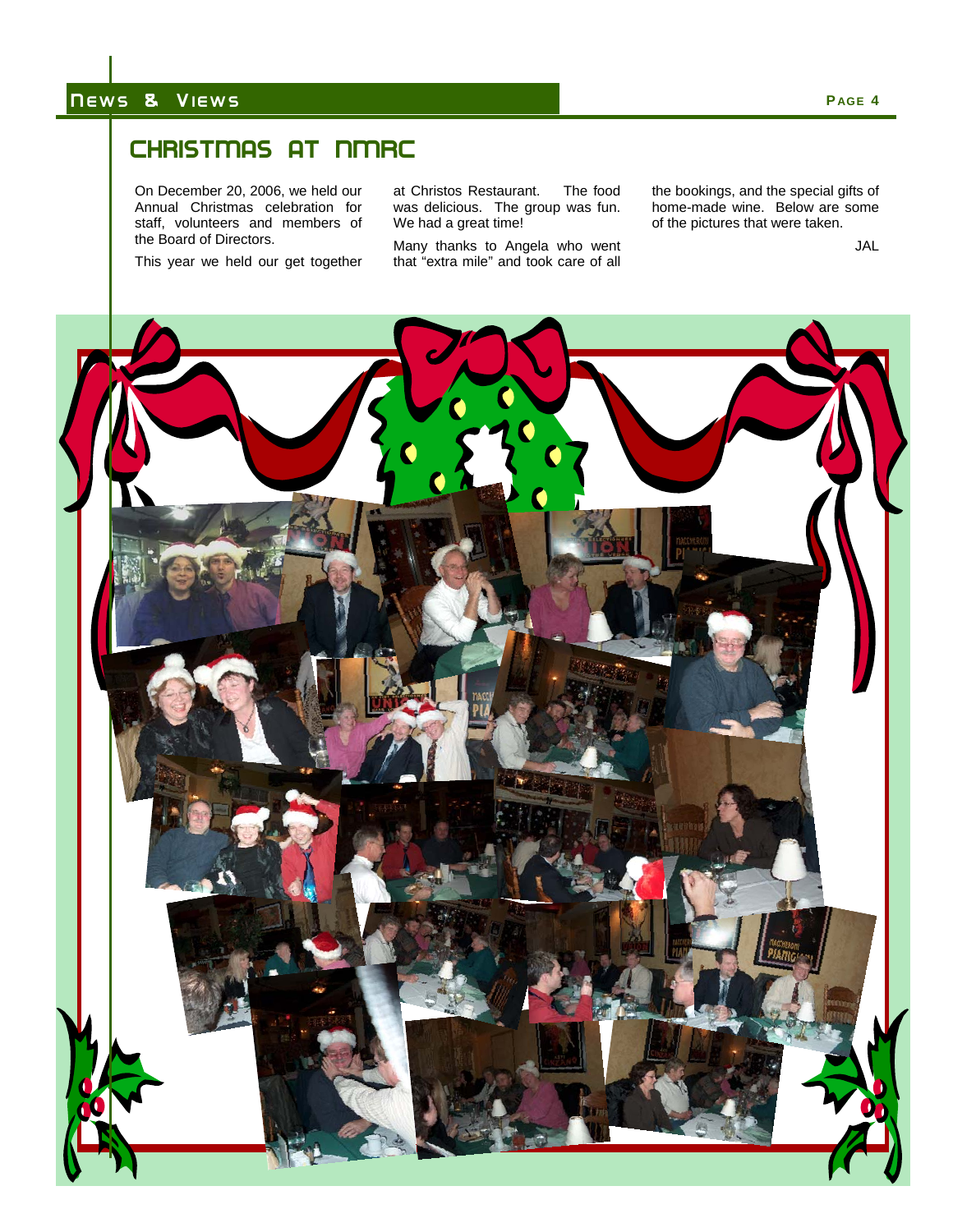# CHRISTMAS AT NMRC

On December 20, 2006, we held our Annual Christmas celebration for staff, volunteers and members of the Board of Directors.

This year we held our get together at Christos Restaurant. The food was delicious. The group was fun. We had a great time!

Many thanks to Angela who went that "extra mile" and took care of all the bookings, and the special gifts of home-made wine. Below are some of the pictures that were taken.

JAL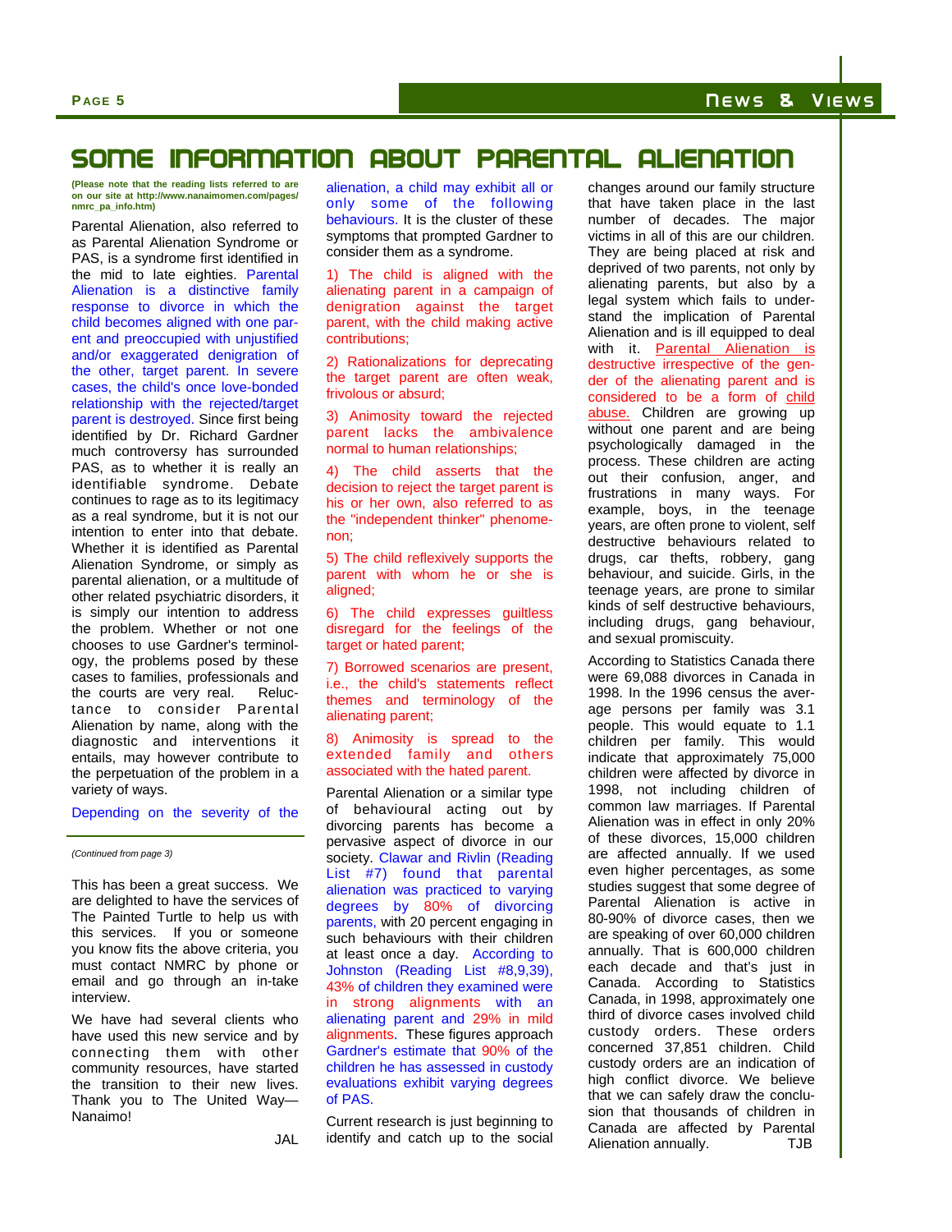# SOME INFORMATION ABOUT PARENTAL ALIENATION

**(Please note that the reading lists referred to are on our site at http://www.nanaimomen.com/pages/nmrc_pa_info.htm)**

Parental Alienation, also referred to as Parental Alienation Syndrome or PAS, is a syndrome first identified in the mid to late eighties. Parental Alienation is a distinctive family response to divorce in which the child becomes aligned with one parent and preoccupied with unjustified and/or exaggerated denigration of the other, target parent. In severe cases, the child's once love-bonded relationship with the rejected/target parent is destroyed. Since first being identified by Dr. Richard Gardner much controversy has surrounded PAS, as to whether it is really an identifiable syndrome. Debate continues to rage as to its legitimacy as a real syndrome, but it is not our intention to enter into that debate. Whether it is identified as Parental Alienation Syndrome, or simply as parental alienation, or a multitude of other related psychiatric disorders, it is simply our intention to address the problem. Whether or not one chooses to use Gardner's terminology, the problems posed by these cases to families, professionals and the courts are very real. Reluctance to consider Parental Alienation by name, along with the diagnostic and interventions it entails, may however contribute to the perpetuation of the problem in a variety of ways.

Depending on the severity of the alienation, a child may exhibit all or only some of the following behaviours. It is the cluster of these symptoms that prompted Gardner to consider them as a syndrome.

1) The child is aligned with the alienating parent in a campaign of denigration against the target parent, with the child making active contributions;

2) Rationalizations for deprecating the target parent are often weak, frivolous or absurd;

3) Animosity toward the rejected parent lacks the ambivalence normal to human relationships;

4) The child asserts that the decision to reject the target parent is his or her own, also referred to as the "independent thinker" phenomenon;

5) The child reflexively supports the parent with whom he or she is aligned;

6) The child expresses guiltless disregard for the feelings of the target or hated parent;

7) Borrowed scenarios are present, i.e., the child's statements reflect themes and terminology of the alienating parent;

8) Animosity is spread to the extended family and others associated with the hated parent.

Parental Alienation or a similar type of behavioural acting out by divorcing parents has become a pervasive aspect of divorce in our society. Clawar and Rivlin (Reading List #7) found that parental alienation was practiced to varying degrees by 80% of divorcing parents, with 20 percent engaging in such behaviours with their children at least once a day. According to Johnston (Reading List #8,9,39), 43% of children they examined were in strong alignments with an alienating parent and 29% in mild alignments. These figures approach Gardner's estimate that 90% of the children he has assessed in custody evaluations exhibit varying degrees of PAS.

Current research is just beginning to identify and catch up to the social changes around our family structure that have taken place in the last number of decades. The major victims in all of this are our children. They are being placed at risk and deprived of two parents, not only by alienating parents, but also by a legal system which fails to understand the implication of Parental Alienation and is ill equipped to deal with it. Parental Alienation is destructive irrespective of the gender of the alienating parent and is considered to be a form of child abuse. Children are growing up without one parent and are being psychologically damaged in the process. These children are acting out their confusion, anger, and frustrations in many ways. For example, boys, in the teenage years, are often prone to violent, self destructive behaviours related to drugs, car thefts, robbery, gang behaviour, and suicide. Girls, in the teenage years, are prone to similar kinds of self destructive behaviours, including drugs, gang behaviour, and sexual promiscuity.

According to Statistics Canada there were 69,088 divorces in Canada in 1998. In the 1996 census the average persons per family was 3.1 people. This would equate to 1.1 children per family. This would indicate that approximately 75,000 children were affected by divorce in 1998, not including children of common law marriages. If Parental Alienation was in effect in only 20% of these divorces, 15,000 children are affected annually. If we used even higher percentages, as some studies suggest that some degree of Parental Alienation is active in 80-90% of divorce cases, then we are speaking of over 60,000 children annually. That is 600,000 children each decade and that's just in Canada. According to Statistics Canada, in 1998, approximately one third of divorce cases involved child custody orders. These orders concerned 37,851 children. Child custody orders are an indication of high conflict divorce. We believe that we can safely draw the conclusion that thousands of children in Canada are affected by Parental Alienation annually.

TJB

---

*(Continued from page 3)*

This has been a great success. We are delighted to have the services of The Painted Turtle to help us with this services. If you or someone you know fits the above criteria, you must contact NMRC by phone or email and go through an in-take interview.

We have had several clients who have used this new service and by connecting them with other community resources, have started the transition to their new lives. Thank you to The United Way—Nanaimo!

JAL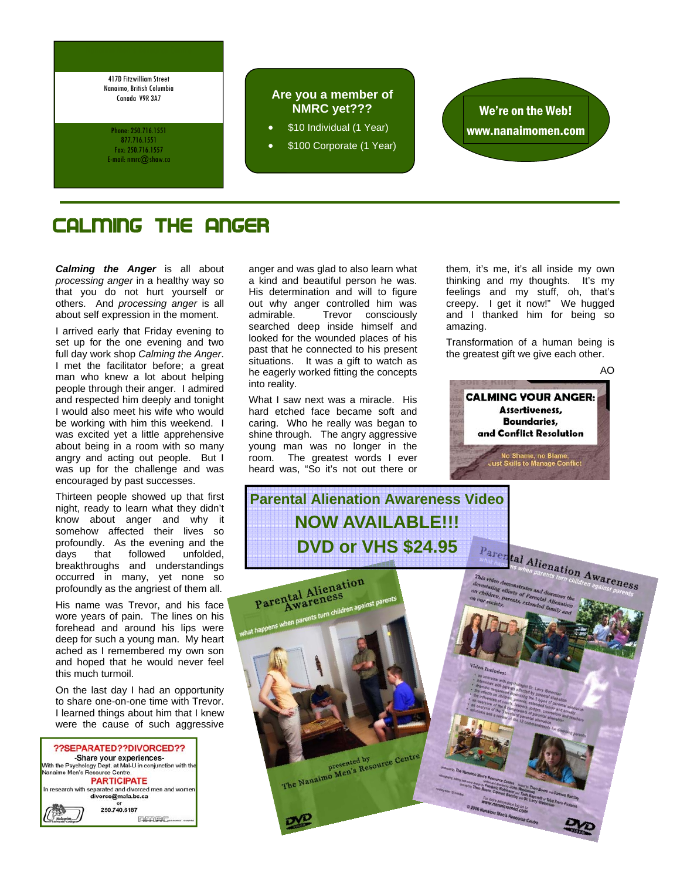417D Fitzwilliam Street
Nanaimo, British Columbia
Canada V9R 3A7

Phone: 250.716.1551
877.716.1551
Fax: 250.716.1557
E-mail: nmrc@shaw.ca

**Are you a member of NMRC yet???**

- $10 Individual (1 Year)
- $100 Corporate (1 Year)

**We're on the Web!**
**www.nanaimomen.com**

# CALMING THE ANGER

***Calming the Anger*** is all about *processing anger* in a healthy way so that you do not hurt yourself or others. And *processing anger* is all about self expression in the moment.

I arrived early that Friday evening to set up for the one evening and two full day work shop *Calming the Anger*. I met the facilitator before; a great man who knew a lot about helping people through their anger. I admired and respected him deeply and tonight I would also meet his wife who would be working with him this weekend. I was excited yet a little apprehensive about being in a room with so many angry and acting out people. But I was up for the challenge and was encouraged by past successes.

Thirteen people showed up that first night, ready to learn what they didn't know about anger and why it somehow affected their lives so profoundly. As the evening and the days that followed unfolded, breakthroughs and understandings occurred in many, yet none so profoundly as the angriest of them all.

His name was Trevor, and his face wore years of pain. The lines on his forehead and around his lips were deep for such a young man. My heart ached as I remembered my own son and hoped that he would never feel this much turmoil.

On the last day I had an opportunity to share one-on-one time with Trevor. I learned things about him that I knew were the cause of such aggressive anger and was glad to also learn what a kind and beautiful person he was. His determination and will to figure out why anger controlled him was admirable. Trevor consciously searched deep inside himself and looked for the wounded places of his past that he connected to his present situations. It was a gift to watch as he eagerly worked fitting the concepts into reality.

What I saw next was a miracle. His hard etched face became soft and caring. Who he really was began to shine through. The angry aggressive young man was no longer in the room. The greatest words I ever heard was, "So it's not out there or them, it's me, it's all inside my own thinking and my thoughts. It's my feelings and my stuff, oh, that's creepy. I get it now!" We hugged and I thanked him for being so amazing.

Transformation of a human being is the greatest gift we give each other.

AO

**CALMING YOUR ANGER:**
**Assertiveness,**
**Boundaries,**
**and Conflict Resolution**

No Shame, no Blame,
Just Skills to Manage Conflict

**??SEPARATED??DIVORCED??**
**-Share your experiences-**
With the Psychology Dept. at Mal-U in conjunction with the Nanaimo Men's Resource Centre.
**PARTICIPATE**
In research with separated and divorced men and women
**divorce@mala.bc.ca**
or
**250.740.6187**

**Parental Alienation Awareness Video**
**NOW AVAILABLE!!!**
**DVD or VHS $24.95**